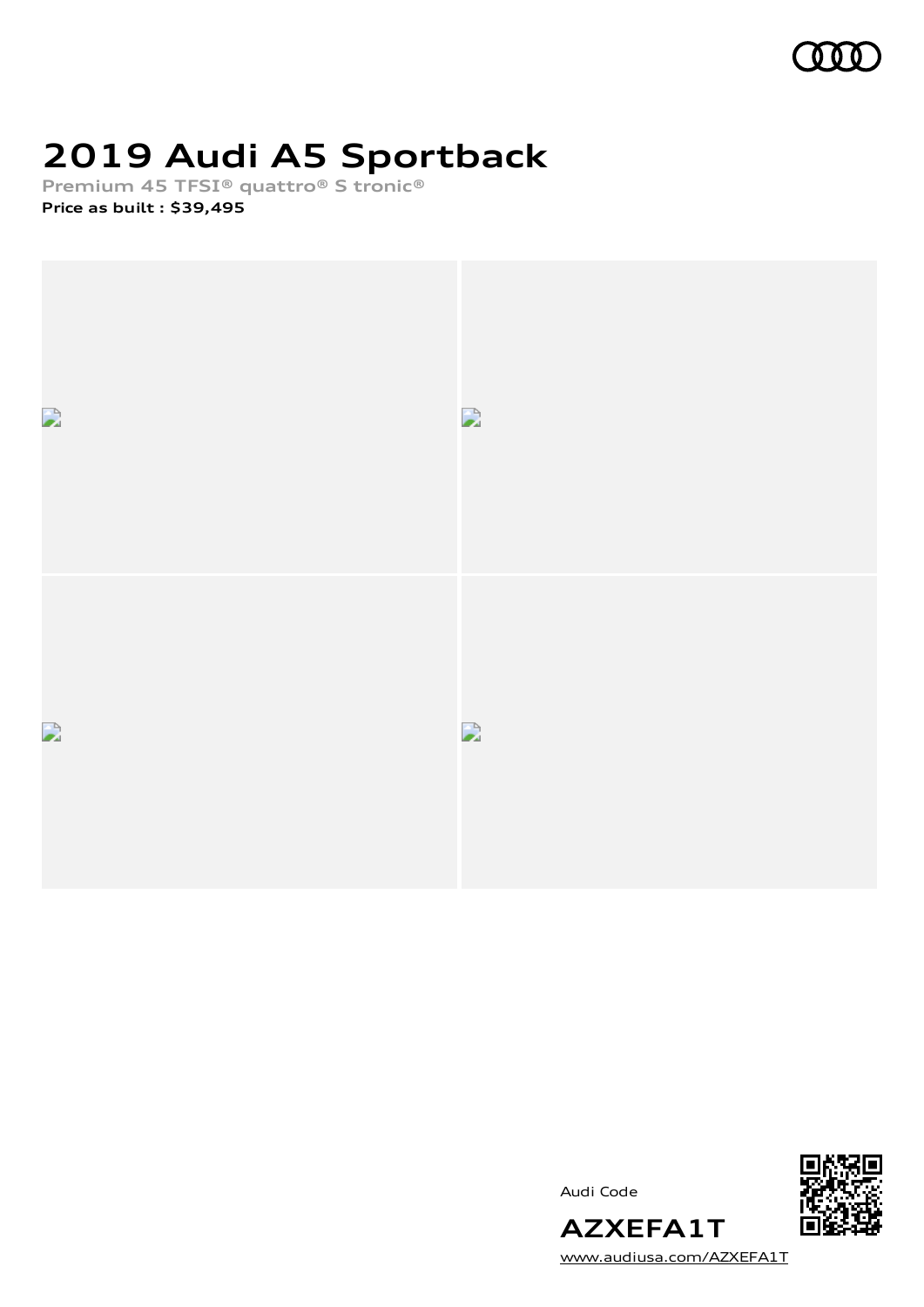# 2019 Audi A5 Sportback

**Premium 45 TFSI® quattro® S tronic®**

**Price as built : $39,495**

Audi Code

**AZXEFA1T**

www.audiusa.com/AZXEFA1T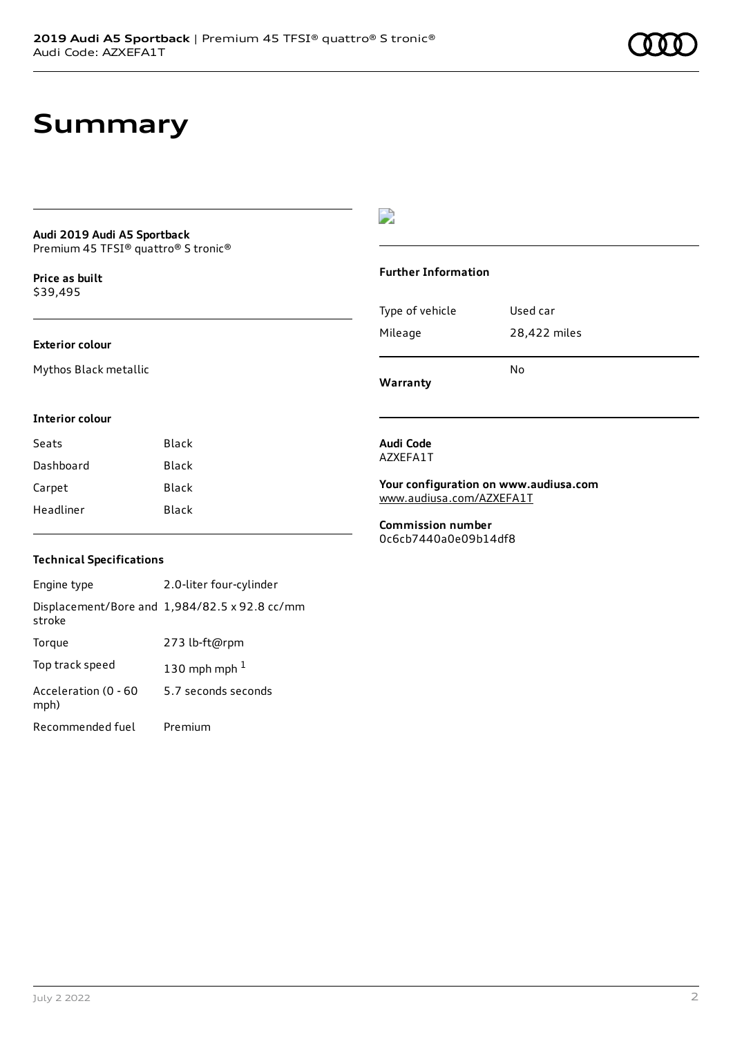# Summary

**Audi 2019 Audi A5 Sportback**
Premium 45 TFSI® quattro® S tronic®

**Price as built**
$39,495

### Exterior colour

Mythos Black metallic

### Interior colour

| | |
|---|---|
| Seats | Black |
| Dashboard | Black |
| Carpet | Black |
| Headliner | Black |

### Technical Specifications

| | |
|---|---|
| Engine type | 2.0-liter four-cylinder |
| Displacement/Bore and stroke | 1,984/82.5 x 92.8 cc/mm |
| Torque | 273 lb-ft@rpm |
| Top track speed | 130 mph mph [1] |
| Acceleration (0 - 60 mph) | 5.7 seconds seconds |
| Recommended fuel | Premium |

### Further Information

| | |
|---|---|
| Type of vehicle | Used car |
| Mileage | 28,422 miles |
| **Warranty** | No |

**Audi Code**
AZXEFA1T

**Your configuration on www.audiusa.com**
www.audiusa.com/AZXEFA1T

**Commission number**
0c6cb7440a0e09b14df8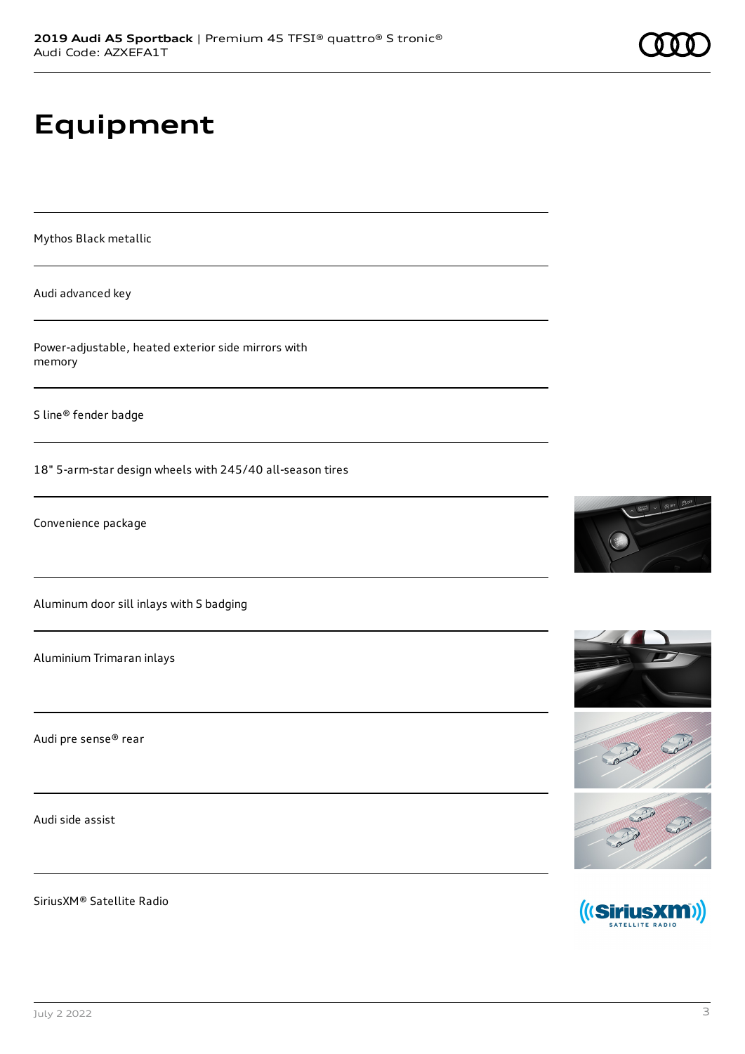# Equipment

Mythos Black metallic

Audi advanced key

Power-adjustable, heated exterior side mirrors with memory

S line® fender badge

18" 5-arm-star design wheels with 245/40 all-season tires

Convenience package

Aluminum door sill inlays with S badging

Aluminium Trimaran inlays

Audi pre sense® rear

Audi side assist

SiriusXM® Satellite Radio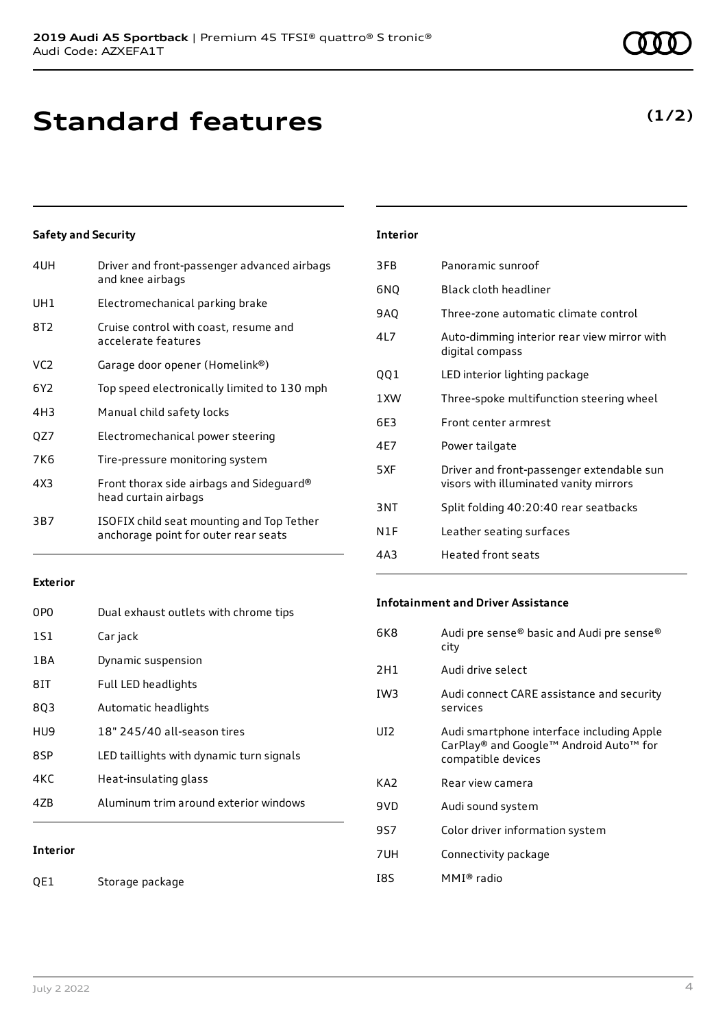# Standard features

**(1/2)**

### Safety and Security

| | |
|---|---|
| 4UH | Driver and front-passenger advanced airbags and knee airbags |
| UH1 | Electromechanical parking brake |
| 8T2 | Cruise control with coast, resume and accelerate features |
| VC2 | Garage door opener (Homelink®) |
| 6Y2 | Top speed electronically limited to 130 mph |
| 4H3 | Manual child safety locks |
| QZ7 | Electromechanical power steering |
| 7K6 | Tire-pressure monitoring system |
| 4X3 | Front thorax side airbags and Sideguard® head curtain airbags |
| 3B7 | ISOFIX child seat mounting and Top Tether anchorage point for outer rear seats |

### Exterior

| | |
|---|---|
| 0P0 | Dual exhaust outlets with chrome tips |
| 1S1 | Car jack |
| 1BA | Dynamic suspension |
| 8IT | Full LED headlights |
| 8Q3 | Automatic headlights |
| HU9 | 18" 245/40 all-season tires |
| 8SP | LED taillights with dynamic turn signals |
| 4KC | Heat-insulating glass |
| 4ZB | Aluminum trim around exterior windows |

### Interior

| | |
|---|---|
| QE1 | Storage package |
| 3FB | Panoramic sunroof |
| 6NQ | Black cloth headliner |
| 9AQ | Three-zone automatic climate control |
| 4L7 | Auto-dimming interior rear view mirror with digital compass |
| QQ1 | LED interior lighting package |
| 1XW | Three-spoke multifunction steering wheel |
| 6E3 | Front center armrest |
| 4E7 | Power tailgate |
| 5XF | Driver and front-passenger extendable sun visors with illuminated vanity mirrors |
| 3NT | Split folding 40:20:40 rear seatbacks |
| N1F | Leather seating surfaces |
| 4A3 | Heated front seats |

### Infotainment and Driver Assistance

| | |
|---|---|
| 6K8 | Audi pre sense® basic and Audi pre sense® city |
| 2H1 | Audi drive select |
| IW3 | Audi connect CARE assistance and security services |
| UI2 | Audi smartphone interface including Apple CarPlay® and Google™ Android Auto™ for compatible devices |
| KA2 | Rear view camera |
| 9VD | Audi sound system |
| 9S7 | Color driver information system |
| 7UH | Connectivity package |
| I8S | MMI® radio |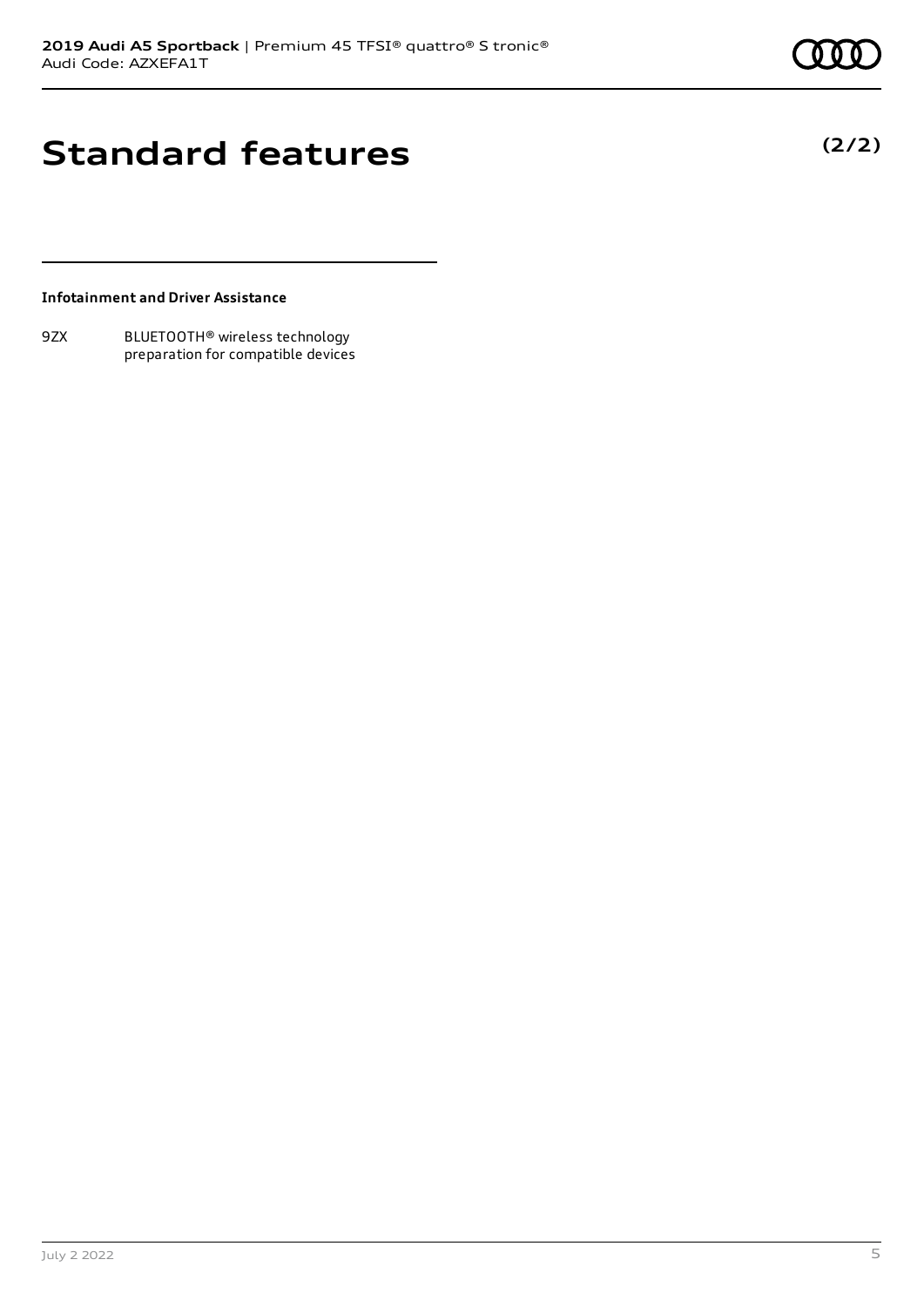# Standard features

**(2/2)**

**Infotainment and Driver Assistance**

| | |
|---|---|
| 9ZX | BLUETOOTH® wireless technology preparation for compatible devices |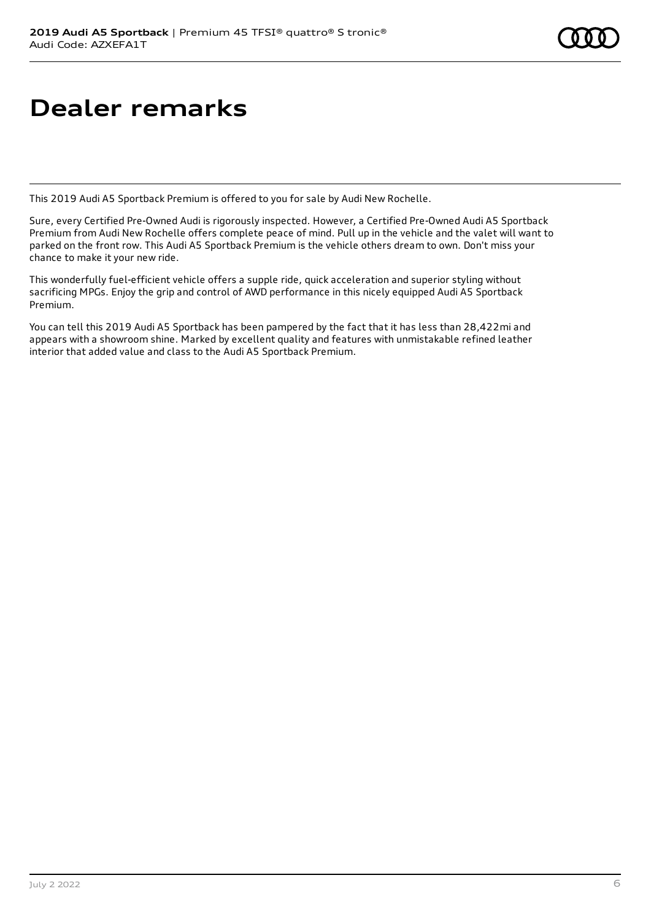# Dealer remarks

This 2019 Audi A5 Sportback Premium is offered to you for sale by Audi New Rochelle.

Sure, every Certified Pre-Owned Audi is rigorously inspected. However, a Certified Pre-Owned Audi A5 Sportback Premium from Audi New Rochelle offers complete peace of mind. Pull up in the vehicle and the valet will want to parked on the front row. This Audi A5 Sportback Premium is the vehicle others dream to own. Don't miss your chance to make it your new ride.

This wonderfully fuel-efficient vehicle offers a supple ride, quick acceleration and superior styling without sacrificing MPGs. Enjoy the grip and control of AWD performance in this nicely equipped Audi A5 Sportback Premium.

You can tell this 2019 Audi A5 Sportback has been pampered by the fact that it has less than 28,422mi and appears with a showroom shine. Marked by excellent quality and features with unmistakable refined leather interior that added value and class to the Audi A5 Sportback Premium.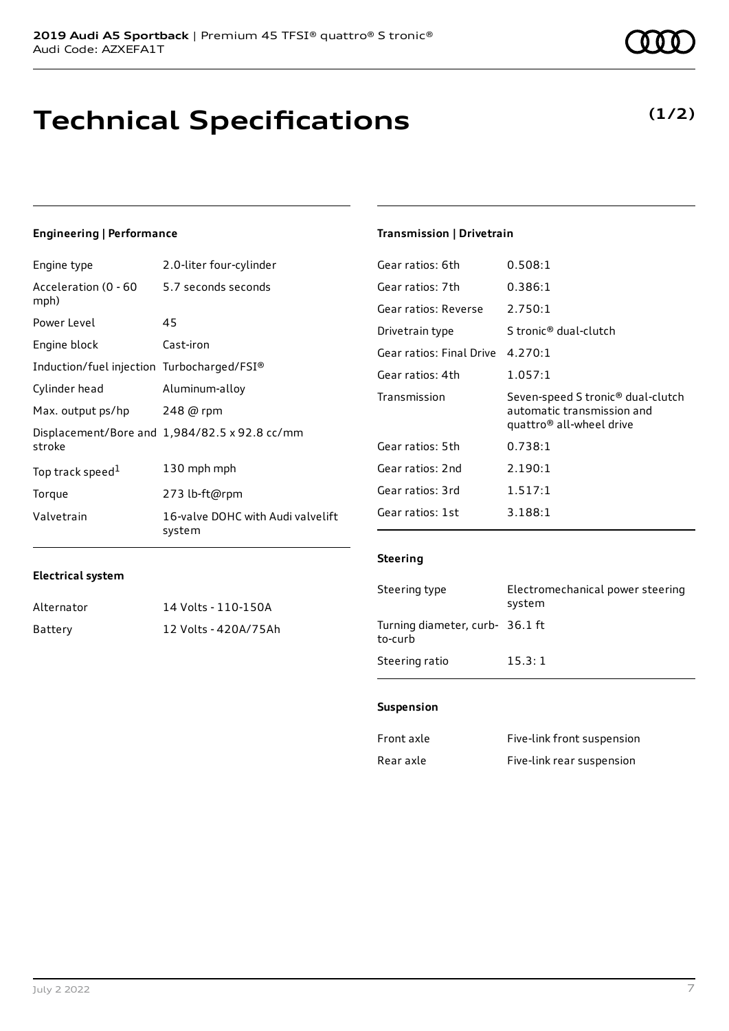# Technical Specifications

**(1/2)**

#### Engineering | Performance

| | |
|---|---|
| Engine type | 2.0-liter four-cylinder |
| Acceleration (0 - 60 mph) | 5.7 seconds seconds |
| Power Level | 45 |
| Engine block | Cast-iron |
| Induction/fuel injection | Turbocharged/FSI® |
| Cylinder head | Aluminum-alloy |
| Max. output ps/hp | 248 @ rpm |
| Displacement/Bore and stroke | 1,984/82.5 x 92.8 cc/mm |
| Top track speed[1] | 130 mph mph |
| Torque | 273 lb-ft@rpm |
| Valvetrain | 16-valve DOHC with Audi valvelift system |

#### Electrical system

| | |
|---|---|
| Alternator | 14 Volts - 110-150A |
| Battery | 12 Volts - 420A/75Ah |

#### Transmission | Drivetrain

| | |
|---|---|
| Gear ratios: 6th | 0.508:1 |
| Gear ratios: 7th | 0.386:1 |
| Gear ratios: Reverse | 2.750:1 |
| Drivetrain type | S tronic® dual-clutch |
| Gear ratios: Final Drive | 4.270:1 |
| Gear ratios: 4th | 1.057:1 |
| Transmission | Seven-speed S tronic® dual-clutch automatic transmission and quattro® all-wheel drive |
| Gear ratios: 5th | 0.738:1 |
| Gear ratios: 2nd | 2.190:1 |
| Gear ratios: 3rd | 1.517:1 |
| Gear ratios: 1st | 3.188:1 |

#### Steering

| | |
|---|---|
| Steering type | Electromechanical power steering system |
| Turning diameter, curb-to-curb | 36.1 ft |
| Steering ratio | 15.3: 1 |

#### Suspension

| | |
|---|---|
| Front axle | Five-link front suspension |
| Rear axle | Five-link rear suspension |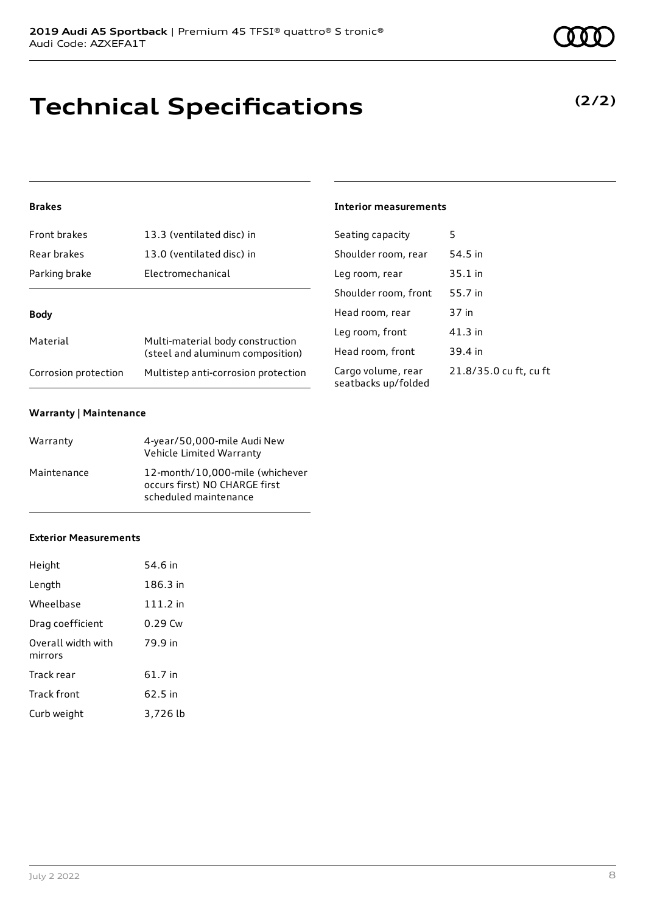# Technical Specifications

**(2/2)**

### Brakes

| | |
|---|---|
| Front brakes | 13.3 (ventilated disc) in |
| Rear brakes | 13.0 (ventilated disc) in |
| Parking brake | Electromechanical |

### Body

| | |
|---|---|
| Material | Multi-material body construction (steel and aluminum composition) |
| Corrosion protection | Multistep anti-corrosion protection |

### Warranty | Maintenance

| | |
|---|---|
| Warranty | 4-year/50,000-mile Audi New Vehicle Limited Warranty |
| Maintenance | 12-month/10,000-mile (whichever occurs first) NO CHARGE first scheduled maintenance |

### Exterior Measurements

| | |
|---|---|
| Height | 54.6 in |
| Length | 186.3 in |
| Wheelbase | 111.2 in |
| Drag coefficient | 0.29 Cw |
| Overall width with mirrors | 79.9 in |
| Track rear | 61.7 in |
| Track front | 62.5 in |
| Curb weight | 3,726 lb |

### Interior measurements

| | |
|---|---|
| Seating capacity | 5 |
| Shoulder room, rear | 54.5 in |
| Leg room, rear | 35.1 in |
| Shoulder room, front | 55.7 in |
| Head room, rear | 37 in |
| Leg room, front | 41.3 in |
| Head room, front | 39.4 in |
| Cargo volume, rear seatbacks up/folded | 21.8/35.0 cu ft, cu ft |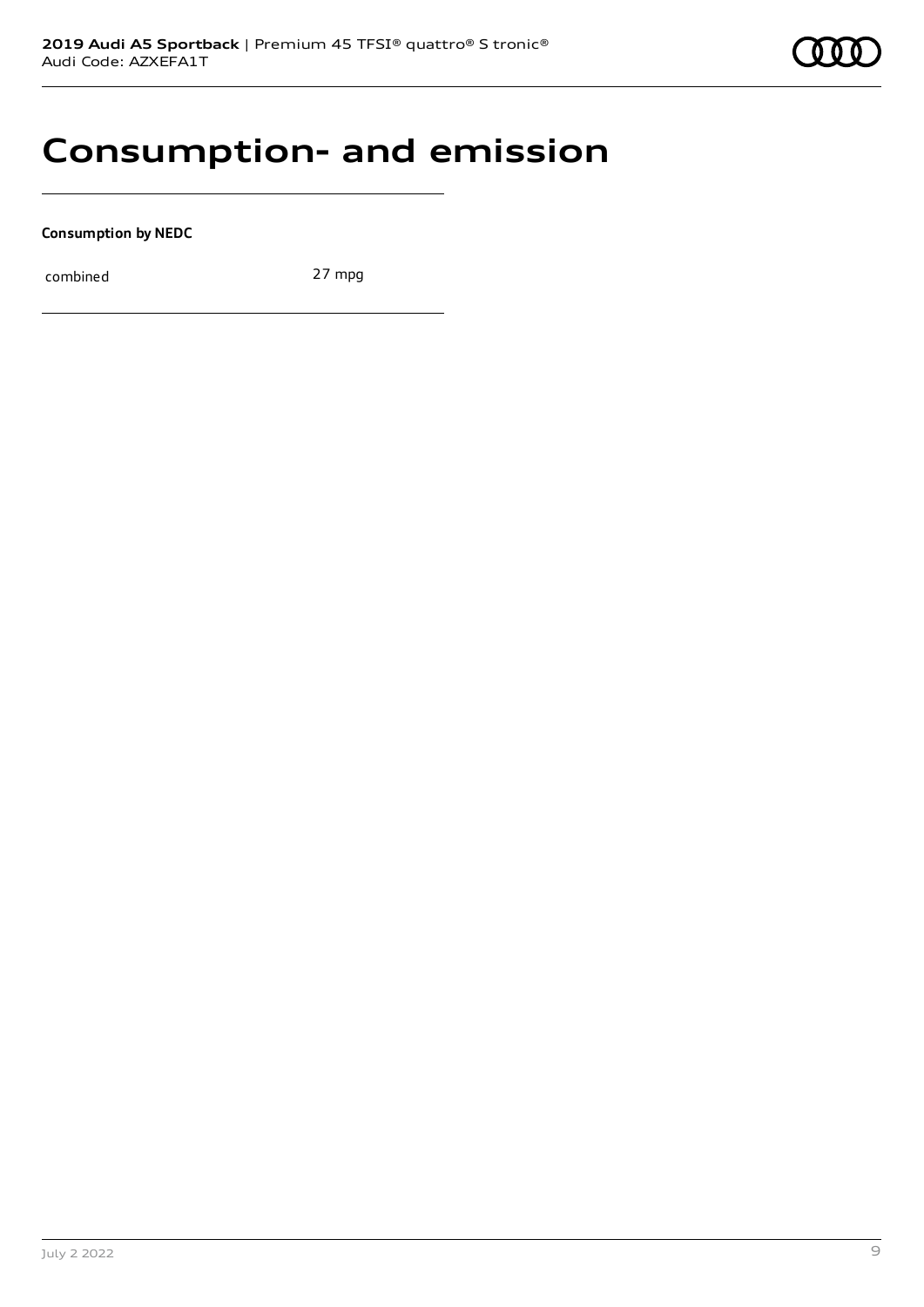# Consumption- and emission

**Consumption by NEDC**

| combined | 27 mpg |
|---|---|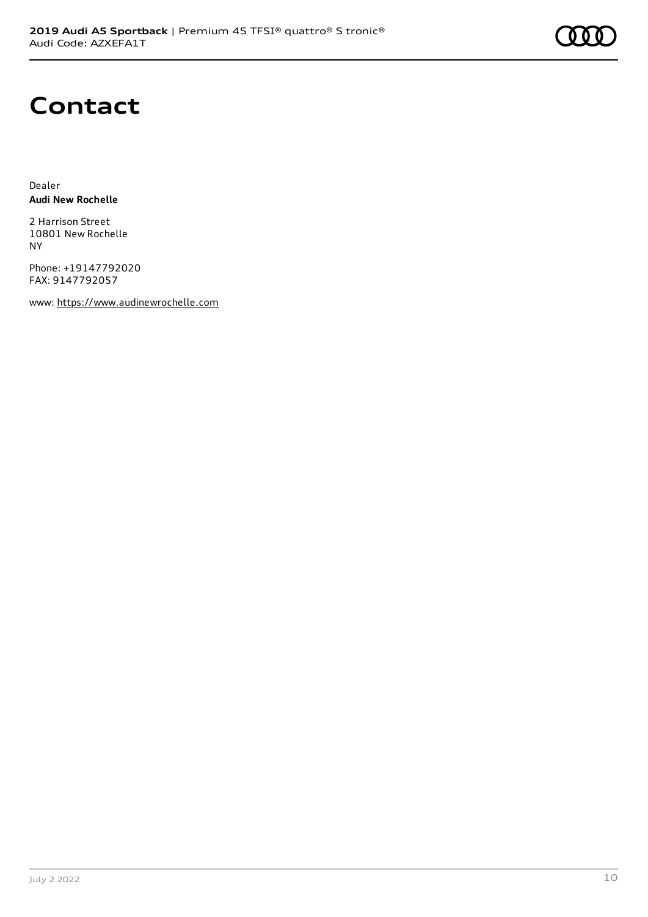# Contact

Dealer
**Audi New Rochelle**

2 Harrison Street
10801 New Rochelle
NY

Phone: +19147792020
FAX: 9147792057

www: https://www.audinewrochelle.com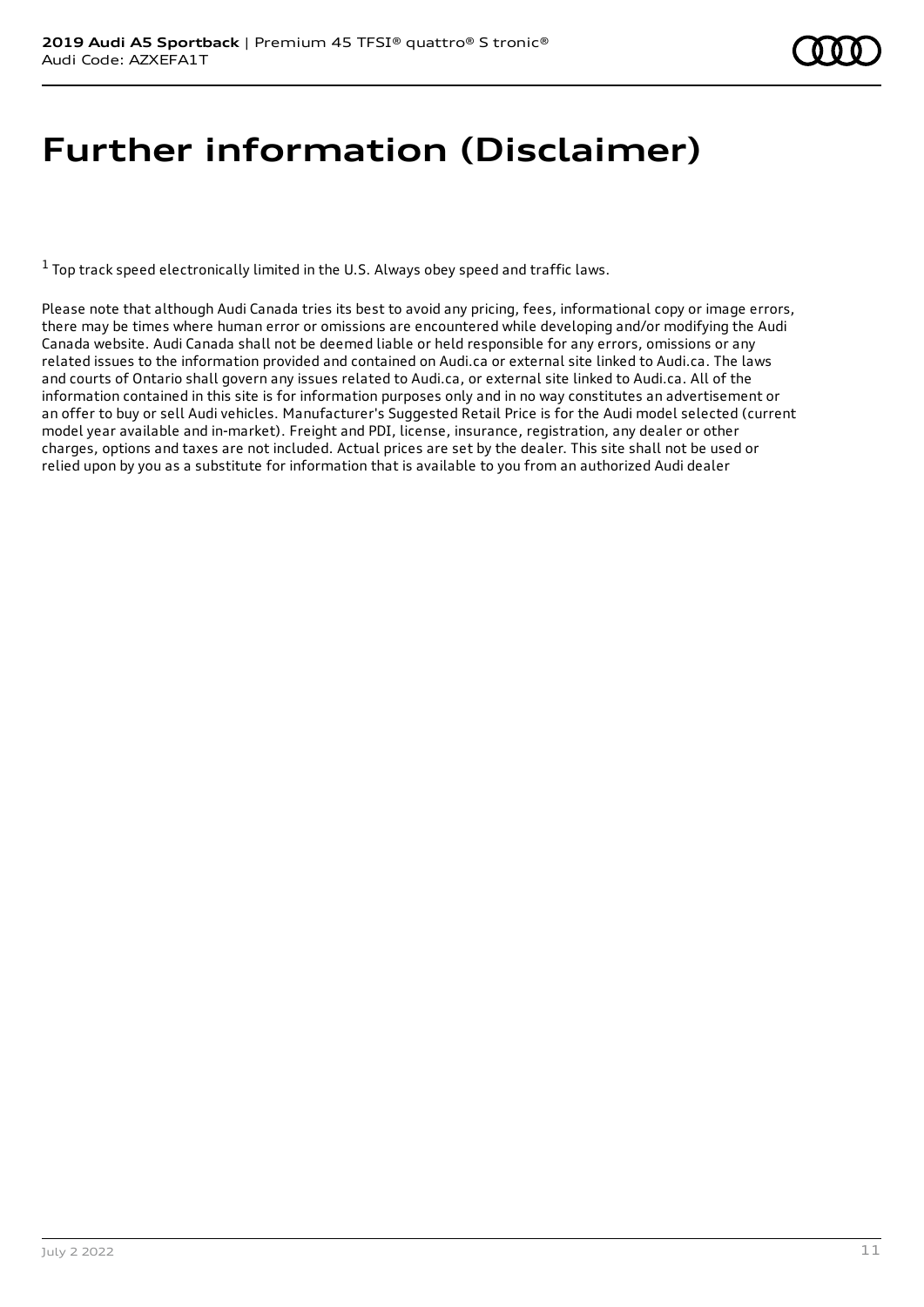# Further information (Disclaimer)

[1] Top track speed electronically limited in the U.S. Always obey speed and traffic laws.

Please note that although Audi Canada tries its best to avoid any pricing, fees, informational copy or image errors, there may be times where human error or omissions are encountered while developing and/or modifying the Audi Canada website. Audi Canada shall not be deemed liable or held responsible for any errors, omissions or any related issues to the information provided and contained on Audi.ca or external site linked to Audi.ca. The laws and courts of Ontario shall govern any issues related to Audi.ca, or external site linked to Audi.ca. All of the information contained in this site is for information purposes only and in no way constitutes an advertisement or an offer to buy or sell Audi vehicles. Manufacturer's Suggested Retail Price is for the Audi model selected (current model year available and in-market). Freight and PDI, license, insurance, registration, any dealer or other charges, options and taxes are not included. Actual prices are set by the dealer. This site shall not be used or relied upon by you as a substitute for information that is available to you from an authorized Audi dealer